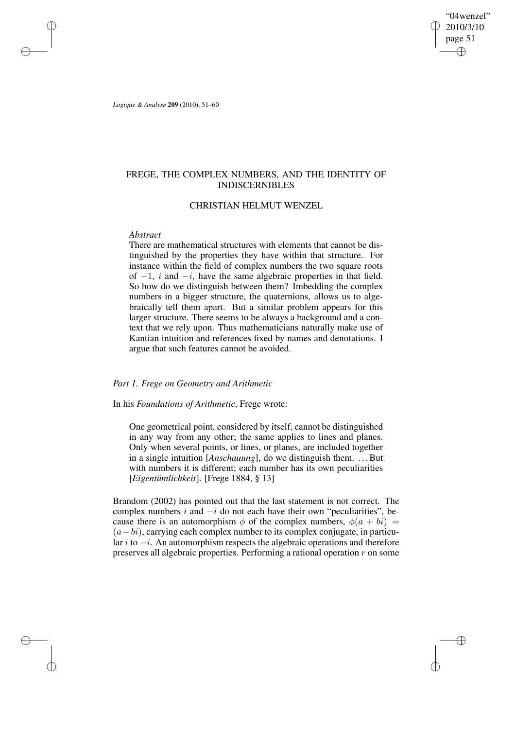# FREGE, THE COMPLEX NUMBERS, AND THE IDENTITY OF INDISCERNIBLES

## CHRISTIAN HELMUT WENZEL

*Abstract*

There are mathematical structures with elements that cannot be distinguished by the properties they have within that structure. For instance within the field of complex numbers the two square roots of $-1$, $i$ and $-i$, have the same algebraic properties in that field. So how do we distinguish between them? Imbedding the complex numbers in a bigger structure, the quaternions, allows us to algebraically tell them apart. But a similar problem appears for this larger structure. There seems to be always a background and a context that we rely upon. Thus mathematicians naturally make use of Kantian intuition and references fixed by names and denotations. I argue that such features cannot be avoided.

### *Part 1. Frege on Geometry and Arithmetic*

In his *Foundations of Arithmetic*, Frege wrote:

> One geometrical point, considered by itself, cannot be distinguished in any way from any other; the same applies to lines and planes. Only when several points, or lines, or planes, are included together in a single intuition [*Anschauung*], do we distinguish them. ...But with numbers it is different; each number has its own peculiarities [*Eigentümlichkeit*]. [Frege 1884, § 13]

Brandom (2002) has pointed out that the last statement is not correct. The complex numbers $i$ and $-i$ do not each have their own "peculiarities", because there is an automorphism $\phi$ of the complex numbers, $\phi(a + bi) = (a - bi)$, carrying each complex number to its complex conjugate, in particular $i$ to $-i$. An automorphism respects the algebraic operations and therefore preserves all algebraic properties. Performing a rational operation $r$ on some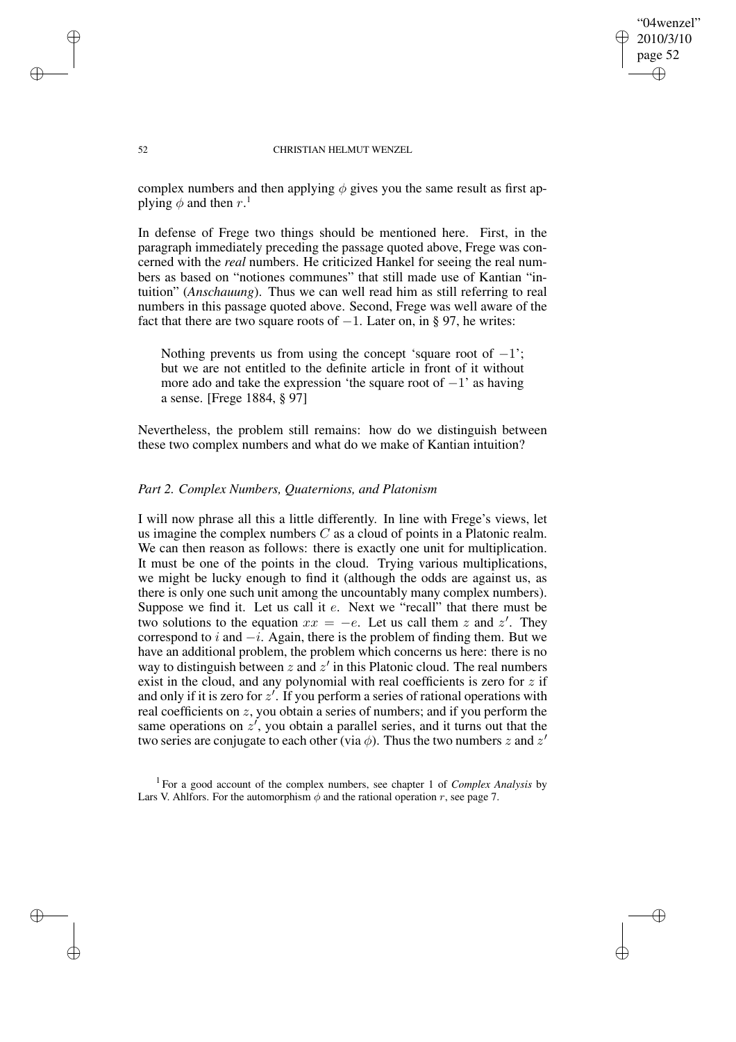complex numbers and then applying $\phi$ gives you the same result as first applying $\phi$ and then $r$.[1]

In defense of Frege two things should be mentioned here. First, in the paragraph immediately preceding the passage quoted above, Frege was concerned with the *real* numbers. He criticized Hankel for seeing the real numbers as based on "notiones communes" that still made use of Kantian "intuition" (*Anschauung*). Thus we can well read him as still referring to real numbers in this passage quoted above. Second, Frege was well aware of the fact that there are two square roots of $-1$. Later on, in § 97, he writes:

> Nothing prevents us from using the concept 'square root of $-1$'; but we are not entitled to the definite article in front of it without more ado and take the expression 'the square root of $-1$' as having a sense. [Frege 1884, § 97]

Nevertheless, the problem still remains: how do we distinguish between these two complex numbers and what do we make of Kantian intuition?

### *Part 2. Complex Numbers, Quaternions, and Platonism*

I will now phrase all this a little differently. In line with Frege's views, let us imagine the complex numbers $C$ as a cloud of points in a Platonic realm. We can then reason as follows: there is exactly one unit for multiplication. It must be one of the points in the cloud. Trying various multiplications, we might be lucky enough to find it (although the odds are against us, as there is only one such unit among the uncountably many complex numbers). Suppose we find it. Let us call it $e$. Next we "recall" that there must be two solutions to the equation $xx = -e$. Let us call them $z$ and $z'$. They correspond to $i$ and $-i$. Again, there is the problem of finding them. But we have an additional problem, the problem which concerns us here: there is no way to distinguish between $z$ and $z'$ in this Platonic cloud. The real numbers exist in the cloud, and any polynomial with real coefficients is zero for $z$ if and only if it is zero for $z'$. If you perform a series of rational operations with real coefficients on $z$, you obtain a series of numbers; and if you perform the same operations on $z'$, you obtain a parallel series, and it turns out that the two series are conjugate to each other (via $\phi$). Thus the two numbers $z$ and $z'$

[1] For a good account of the complex numbers, see chapter 1 of *Complex Analysis* by Lars V. Ahlfors. For the automorphism $\phi$ and the rational operation $r$, see page 7.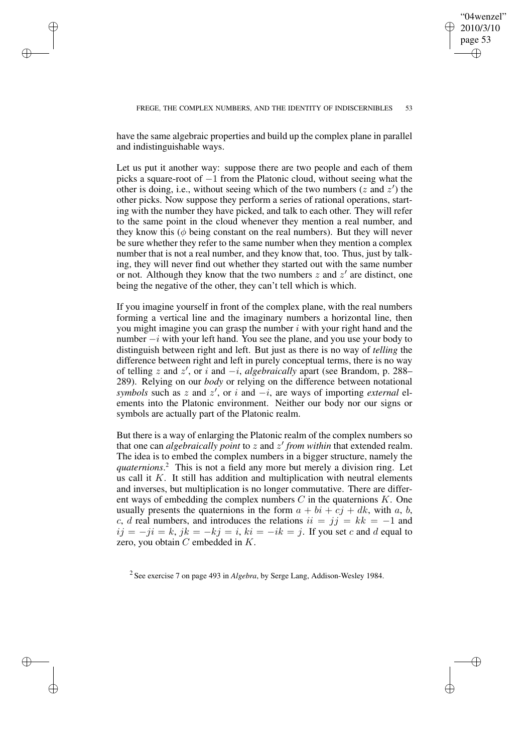have the same algebraic properties and build up the complex plane in parallel and indistinguishable ways.

Let us put it another way: suppose there are two people and each of them picks a square-root of $-1$ from the Platonic cloud, without seeing what the other is doing, i.e., without seeing which of the two numbers ($z$ and $z'$) the other picks. Now suppose they perform a series of rational operations, starting with the number they have picked, and talk to each other. They will refer to the same point in the cloud whenever they mention a real number, and they know this ($\phi$ being constant on the real numbers). But they will never be sure whether they refer to the same number when they mention a complex number that is not a real number, and they know that, too. Thus, just by talking, they will never find out whether they started out with the same number or not. Although they know that the two numbers $z$ and $z'$ are distinct, one being the negative of the other, they can't tell which is which.

If you imagine yourself in front of the complex plane, with the real numbers forming a vertical line and the imaginary numbers a horizontal line, then you might imagine you can grasp the number $i$ with your right hand and the number $-i$ with your left hand. You see the plane, and you use your body to distinguish between right and left. But just as there is no way of *telling* the difference between right and left in purely conceptual terms, there is no way of telling $z$ and $z'$, or $i$ and $-i$, *algebraically* apart (see Brandom, p. 288–289). Relying on our *body* or relying on the difference between notational *symbols* such as $z$ and $z'$, or $i$ and $-i$, are ways of importing *external* elements into the Platonic environment. Neither our body nor our signs or symbols are actually part of the Platonic realm.

But there is a way of enlarging the Platonic realm of the complex numbers so that one can *algebraically point* to $z$ and $z'$ *from within* that extended realm. The idea is to embed the complex numbers in a bigger structure, namely the *quaternions*.[2] This is not a field any more but merely a division ring. Let us call it $K$. It still has addition and multiplication with neutral elements and inverses, but multiplication is no longer commutative. There are different ways of embedding the complex numbers $C$ in the quaternions $K$. One usually presents the quaternions in the form $a + bi + cj + dk$, with $a$, $b$, $c$, $d$ real numbers, and introduces the relations $ii = jj = kk = -1$ and $ij = -ji = k$, $jk = -kj = i$, $ki = -ik = j$. If you set $c$ and $d$ equal to zero, you obtain $C$ embedded in $K$.

[2] See exercise 7 on page 493 in *Algebra*, by Serge Lang, Addison-Wesley 1984.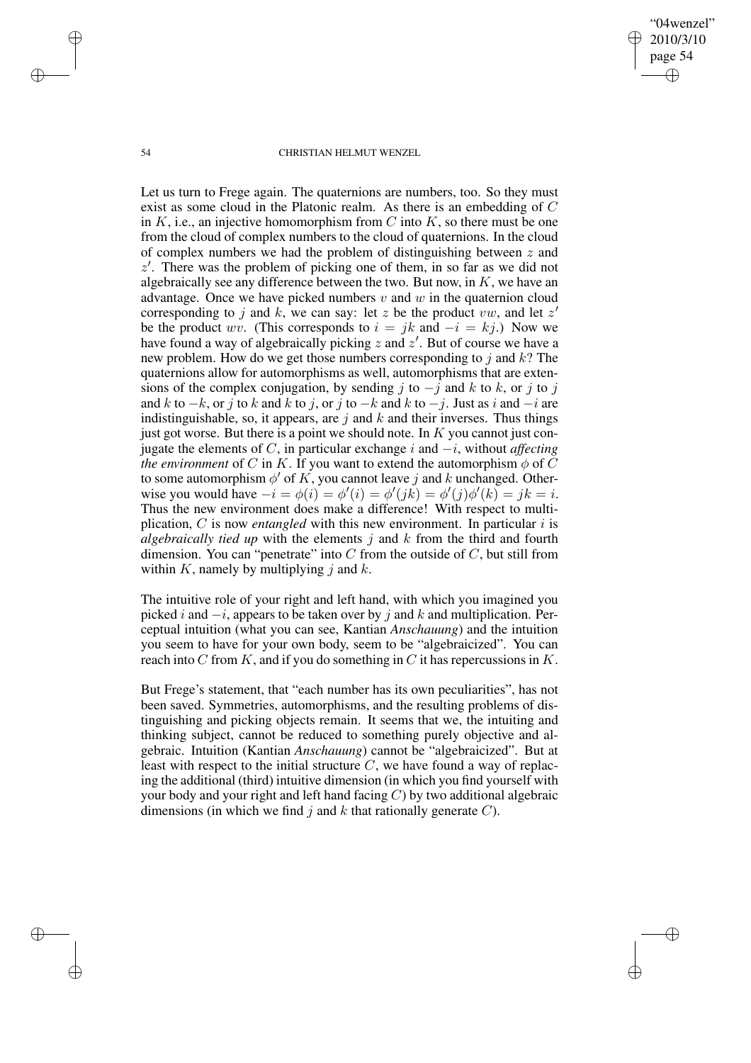Let us turn to Frege again. The quaternions are numbers, too. So they must exist as some cloud in the Platonic realm. As there is an embedding of $C$ in $K$, i.e., an injective homomorphism from $C$ into $K$, so there must be one from the cloud of complex numbers to the cloud of quaternions. In the cloud of complex numbers we had the problem of distinguishing between $z$ and $z'$. There was the problem of picking one of them, in so far as we did not algebraically see any difference between the two. But now, in $K$, we have an advantage. Once we have picked numbers $v$ and $w$ in the quaternion cloud corresponding to $j$ and $k$, we can say: let $z$ be the product $vw$, and let $z'$ be the product $wv$. (This corresponds to $i = jk$ and $-i = kj$.) Now we have found a way of algebraically picking $z$ and $z'$. But of course we have a new problem. How do we get those numbers corresponding to $j$ and $k$? The quaternions allow for automorphisms as well, automorphisms that are extensions of the complex conjugation, by sending $j$ to $-j$ and $k$ to $k$, or $j$ to $j$ and $k$ to $-k$, or $j$ to $k$ and $k$ to $j$, or $j$ to $-k$ and $k$ to $-j$. Just as $i$ and $-i$ are indistinguishable, so, it appears, are $j$ and $k$ and their inverses. Thus things just got worse. But there is a point we should note. In $K$ you cannot just conjugate the elements of $C$, in particular exchange $i$ and $-i$, without *affecting the environment* of $C$ in $K$. If you want to extend the automorphism $\phi$ of $C$ to some automorphism $\phi'$ of $K$, you cannot leave $j$ and $k$ unchanged. Otherwise you would have $-i = \phi(i) = \phi'(i) = \phi'(jk) = \phi'(j)\phi'(k) = jk = i$. Thus the new environment does make a difference! With respect to multiplication, $C$ is now *entangled* with this new environment. In particular $i$ is *algebraically tied up* with the elements $j$ and $k$ from the third and fourth dimension. You can "penetrate" into $C$ from the outside of $C$, but still from within $K$, namely by multiplying $j$ and $k$.

The intuitive role of your right and left hand, with which you imagined you picked $i$ and $-i$, appears to be taken over by $j$ and $k$ and multiplication. Perceptual intuition (what you can see, Kantian *Anschauung*) and the intuition you seem to have for your own body, seem to be "algebraicized". You can reach into $C$ from $K$, and if you do something in $C$ it has repercussions in $K$.

But Frege's statement, that "each number has its own peculiarities", has not been saved. Symmetries, automorphisms, and the resulting problems of distinguishing and picking objects remain. It seems that we, the intuiting and thinking subject, cannot be reduced to something purely objective and algebraic. Intuition (Kantian *Anschauung*) cannot be "algebraicized". But at least with respect to the initial structure $C$, we have found a way of replacing the additional (third) intuitive dimension (in which you find yourself with your body and your right and left hand facing $C$) by two additional algebraic dimensions (in which we find $j$ and $k$ that rationally generate $C$).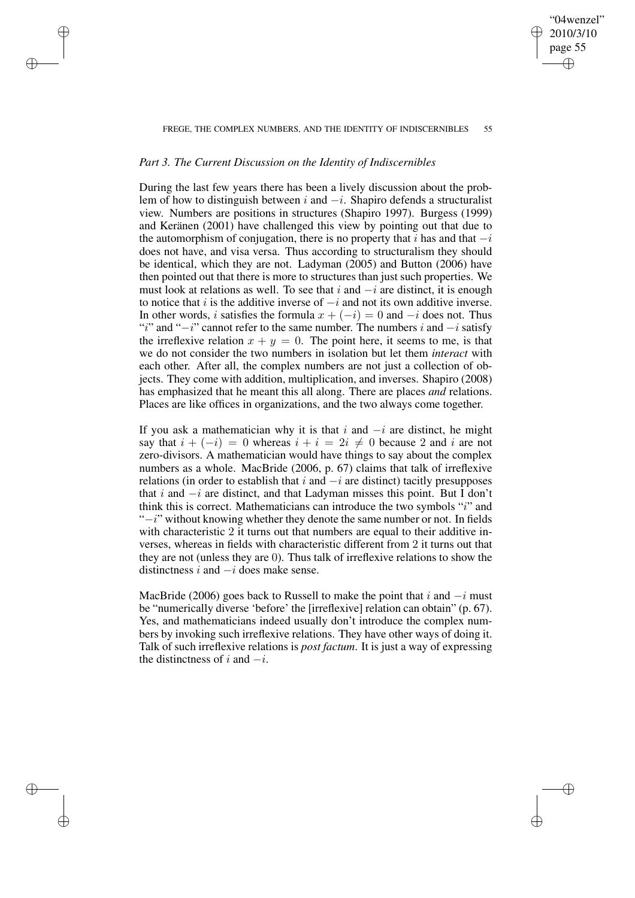*Part 3. The Current Discussion on the Identity of Indiscernibles*

During the last few years there has been a lively discussion about the problem of how to distinguish between $i$ and $-i$. Shapiro defends a structuralist view. Numbers are positions in structures (Shapiro 1997). Burgess (1999) and Keränen (2001) have challenged this view by pointing out that due to the automorphism of conjugation, there is no property that $i$ has and that $-i$ does not have, and visa versa. Thus according to structuralism they should be identical, which they are not. Ladyman (2005) and Button (2006) have then pointed out that there is more to structures than just such properties. We must look at relations as well. To see that $i$ and $-i$ are distinct, it is enough to notice that $i$ is the additive inverse of $-i$ and not its own additive inverse. In other words, $i$ satisfies the formula $x + (-i) = 0$ and $-i$ does not. Thus "$i$" and "$-i$" cannot refer to the same number. The numbers $i$ and $-i$ satisfy the irreflexive relation $x + y = 0$. The point here, it seems to me, is that we do not consider the two numbers in isolation but let them *interact* with each other. After all, the complex numbers are not just a collection of objects. They come with addition, multiplication, and inverses. Shapiro (2008) has emphasized that he meant this all along. There are places *and* relations. Places are like offices in organizations, and the two always come together.

If you ask a mathematician why it is that $i$ and $-i$ are distinct, he might say that $i + (-i) = 0$ whereas $i + i = 2i \neq 0$ because 2 and $i$ are not zero-divisors. A mathematician would have things to say about the complex numbers as a whole. MacBride (2006, p. 67) claims that talk of irreflexive relations (in order to establish that $i$ and $-i$ are distinct) tacitly presupposes that $i$ and $-i$ are distinct, and that Ladyman misses this point. But I don't think this is correct. Mathematicians can introduce the two symbols "$i$" and "$-i$" without knowing whether they denote the same number or not. In fields with characteristic 2 it turns out that numbers are equal to their additive inverses, whereas in fields with characteristic different from 2 it turns out that they are not (unless they are 0). Thus talk of irreflexive relations to show the distinctness $i$ and $-i$ does make sense.

MacBride (2006) goes back to Russell to make the point that $i$ and $-i$ must be "numerically diverse 'before' the [irreflexive] relation can obtain" (p. 67). Yes, and mathematicians indeed usually don't introduce the complex numbers by invoking such irreflexive relations. They have other ways of doing it. Talk of such irreflexive relations is *post factum*. It is just a way of expressing the distinctness of $i$ and $-i$.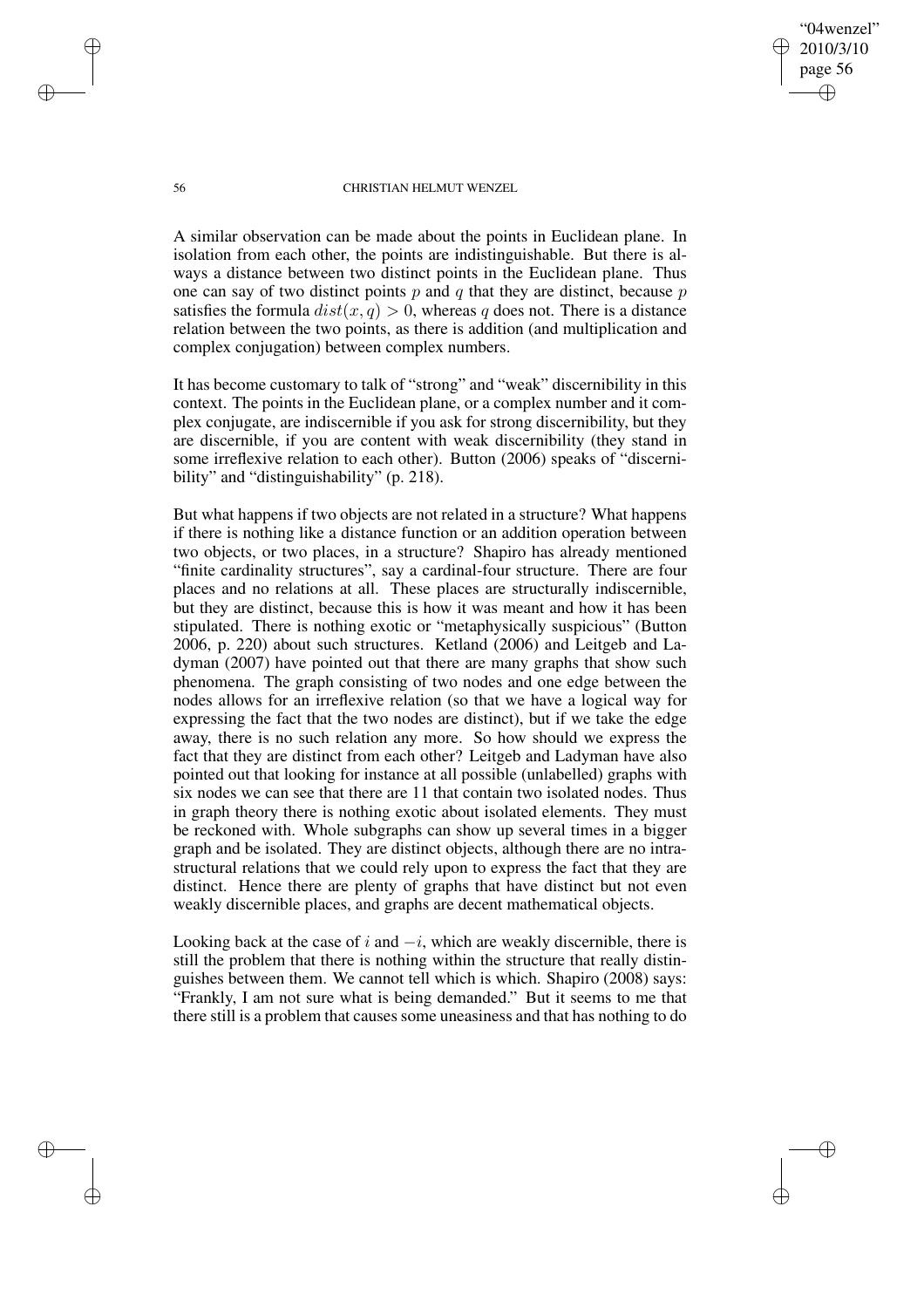A similar observation can be made about the points in Euclidean plane. In isolation from each other, the points are indistinguishable. But there is always a distance between two distinct points in the Euclidean plane. Thus one can say of two distinct points $p$ and $q$ that they are distinct, because $p$ satisfies the formula $dist(x, q) > 0$, whereas $q$ does not. There is a distance relation between the two points, as there is addition (and multiplication and complex conjugation) between complex numbers.

It has become customary to talk of "strong" and "weak" discernibility in this context. The points in the Euclidean plane, or a complex number and it complex conjugate, are indiscernible if you ask for strong discernibility, but they are discernible, if you are content with weak discernibility (they stand in some irreflexive relation to each other). Button (2006) speaks of "discernibility" and "distinguishability" (p. 218).

But what happens if two objects are not related in a structure? What happens if there is nothing like a distance function or an addition operation between two objects, or two places, in a structure? Shapiro has already mentioned "finite cardinality structures", say a cardinal-four structure. There are four places and no relations at all. These places are structurally indiscernible, but they are distinct, because this is how it was meant and how it has been stipulated. There is nothing exotic or "metaphysically suspicious" (Button 2006, p. 220) about such structures. Ketland (2006) and Leitgeb and Ladyman (2007) have pointed out that there are many graphs that show such phenomena. The graph consisting of two nodes and one edge between the nodes allows for an irreflexive relation (so that we have a logical way for expressing the fact that the two nodes are distinct), but if we take the edge away, there is no such relation any more. So how should we express the fact that they are distinct from each other? Leitgeb and Ladyman have also pointed out that looking for instance at all possible (unlabelled) graphs with six nodes we can see that there are 11 that contain two isolated nodes. Thus in graph theory there is nothing exotic about isolated elements. They must be reckoned with. Whole subgraphs can show up several times in a bigger graph and be isolated. They are distinct objects, although there are no intrastructural relations that we could rely upon to express the fact that they are distinct. Hence there are plenty of graphs that have distinct but not even weakly discernible places, and graphs are decent mathematical objects.

Looking back at the case of $i$ and $-i$, which are weakly discernible, there is still the problem that there is nothing within the structure that really distinguishes between them. We cannot tell which is which. Shapiro (2008) says: "Frankly, I am not sure what is being demanded." But it seems to me that there still is a problem that causes some uneasiness and that has nothing to do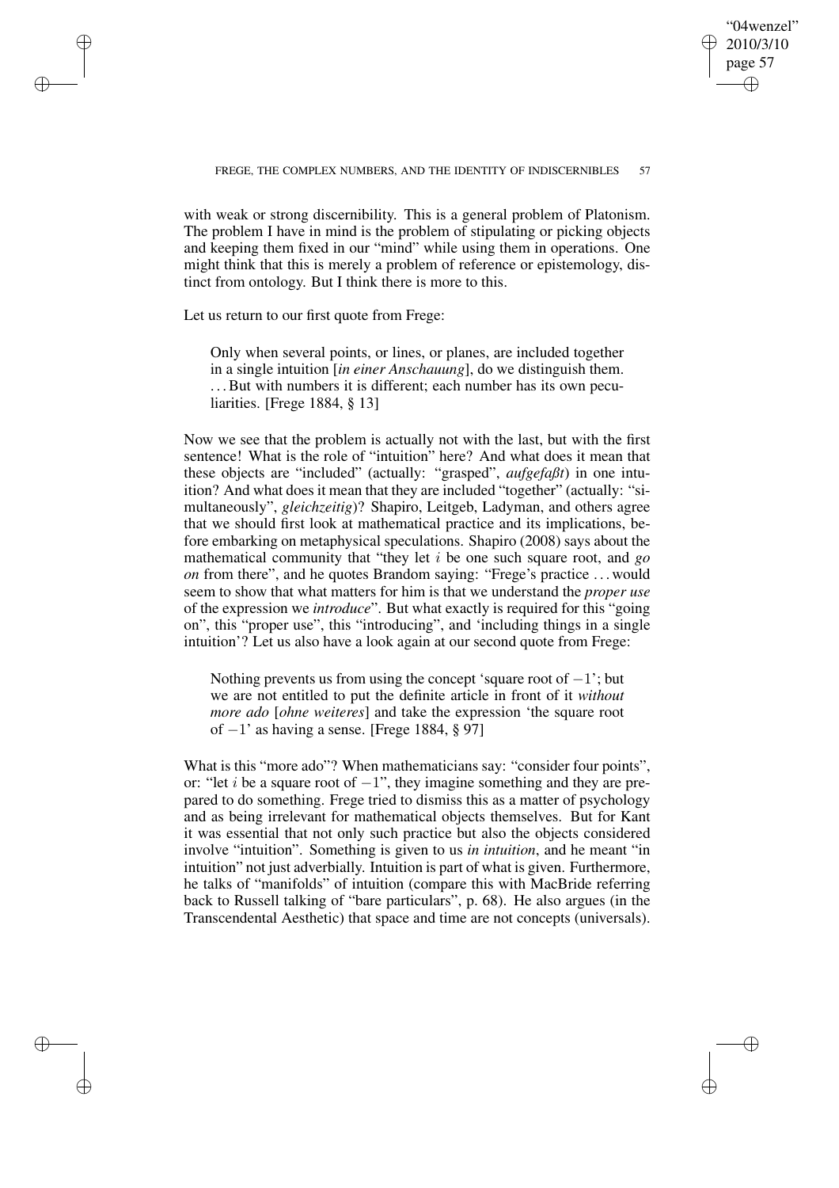with weak or strong discernibility. This is a general problem of Platonism. The problem I have in mind is the problem of stipulating or picking objects and keeping them fixed in our "mind" while using them in operations. One might think that this is merely a problem of reference or epistemology, distinct from ontology. But I think there is more to this.

Let us return to our first quote from Frege:

> Only when several points, or lines, or planes, are included together in a single intuition [*in einer Anschauung*], do we distinguish them. . . . But with numbers it is different; each number has its own peculiarities. [Frege 1884, § 13]

Now we see that the problem is actually not with the last, but with the first sentence! What is the role of "intuition" here? And what does it mean that these objects are "included" (actually: "grasped", *aufgefaßt*) in one intuition? And what does it mean that they are included "together" (actually: "simultaneously", *gleichzeitig*)? Shapiro, Leitgeb, Ladyman, and others agree that we should first look at mathematical practice and its implications, before embarking on metaphysical speculations. Shapiro (2008) says about the mathematical community that "they let $i$ be one such square root, and *go on* from there", and he quotes Brandom saying: "Frege's practice . . . would seem to show that what matters for him is that we understand the *proper use* of the expression we *introduce*". But what exactly is required for this "going on", this "proper use", this "introducing", and 'including things in a single intuition'? Let us also have a look again at our second quote from Frege:

> Nothing prevents us from using the concept 'square root of $-1$'; but we are not entitled to put the definite article in front of it *without more ado* [*ohne weiteres*] and take the expression 'the square root of $-1$' as having a sense. [Frege 1884, § 97]

What is this "more ado"? When mathematicians say: "consider four points", or: "let $i$ be a square root of $-1$", they imagine something and they are prepared to do something. Frege tried to dismiss this as a matter of psychology and as being irrelevant for mathematical objects themselves. But for Kant it was essential that not only such practice but also the objects considered involve "intuition". Something is given to us *in intuition*, and he meant "in intuition" not just adverbially. Intuition is part of what is given. Furthermore, he talks of "manifolds" of intuition (compare this with MacBride referring back to Russell talking of "bare particulars", p. 68). He also argues (in the Transcendental Aesthetic) that space and time are not concepts (universals).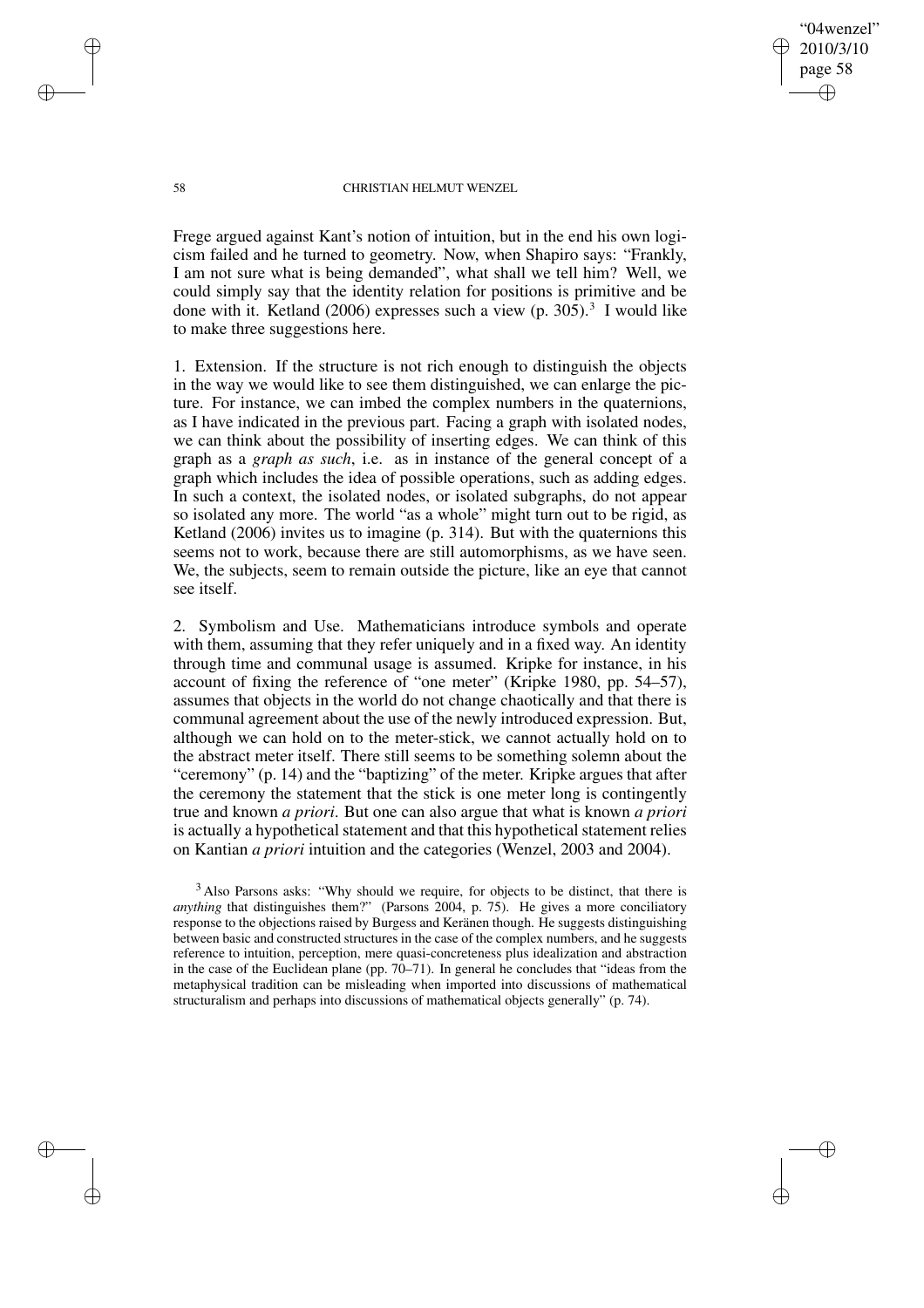Frege argued against Kant's notion of intuition, but in the end his own logicism failed and he turned to geometry. Now, when Shapiro says: "Frankly, I am not sure what is being demanded", what shall we tell him? Well, we could simply say that the identity relation for positions is primitive and be done with it. Ketland (2006) expresses such a view (p. 305).[3] I would like to make three suggestions here.

1. Extension. If the structure is not rich enough to distinguish the objects in the way we would like to see them distinguished, we can enlarge the picture. For instance, we can imbed the complex numbers in the quaternions, as I have indicated in the previous part. Facing a graph with isolated nodes, we can think about the possibility of inserting edges. We can think of this graph as a *graph as such*, i.e. as in instance of the general concept of a graph which includes the idea of possible operations, such as adding edges. In such a context, the isolated nodes, or isolated subgraphs, do not appear so isolated any more. The world "as a whole" might turn out to be rigid, as Ketland (2006) invites us to imagine (p. 314). But with the quaternions this seems not to work, because there are still automorphisms, as we have seen. We, the subjects, seem to remain outside the picture, like an eye that cannot see itself.

2. Symbolism and Use. Mathematicians introduce symbols and operate with them, assuming that they refer uniquely and in a fixed way. An identity through time and communal usage is assumed. Kripke for instance, in his account of fixing the reference of "one meter" (Kripke 1980, pp. 54–57), assumes that objects in the world do not change chaotically and that there is communal agreement about the use of the newly introduced expression. But, although we can hold on to the meter-stick, we cannot actually hold on to the abstract meter itself. There still seems to be something solemn about the "ceremony" (p. 14) and the "baptizing" of the meter. Kripke argues that after the ceremony the statement that the stick is one meter long is contingently true and known *a priori*. But one can also argue that what is known *a priori* is actually a hypothetical statement and that this hypothetical statement relies on Kantian *a priori* intuition and the categories (Wenzel, 2003 and 2004).

[3] Also Parsons asks: "Why should we require, for objects to be distinct, that there is *anything* that distinguishes them?" (Parsons 2004, p. 75). He gives a more conciliatory response to the objections raised by Burgess and Keränen though. He suggests distinguishing between basic and constructed structures in the case of the complex numbers, and he suggests reference to intuition, perception, mere quasi-concreteness plus idealization and abstraction in the case of the Euclidean plane (pp. 70–71). In general he concludes that "ideas from the metaphysical tradition can be misleading when imported into discussions of mathematical structuralism and perhaps into discussions of mathematical objects generally" (p. 74).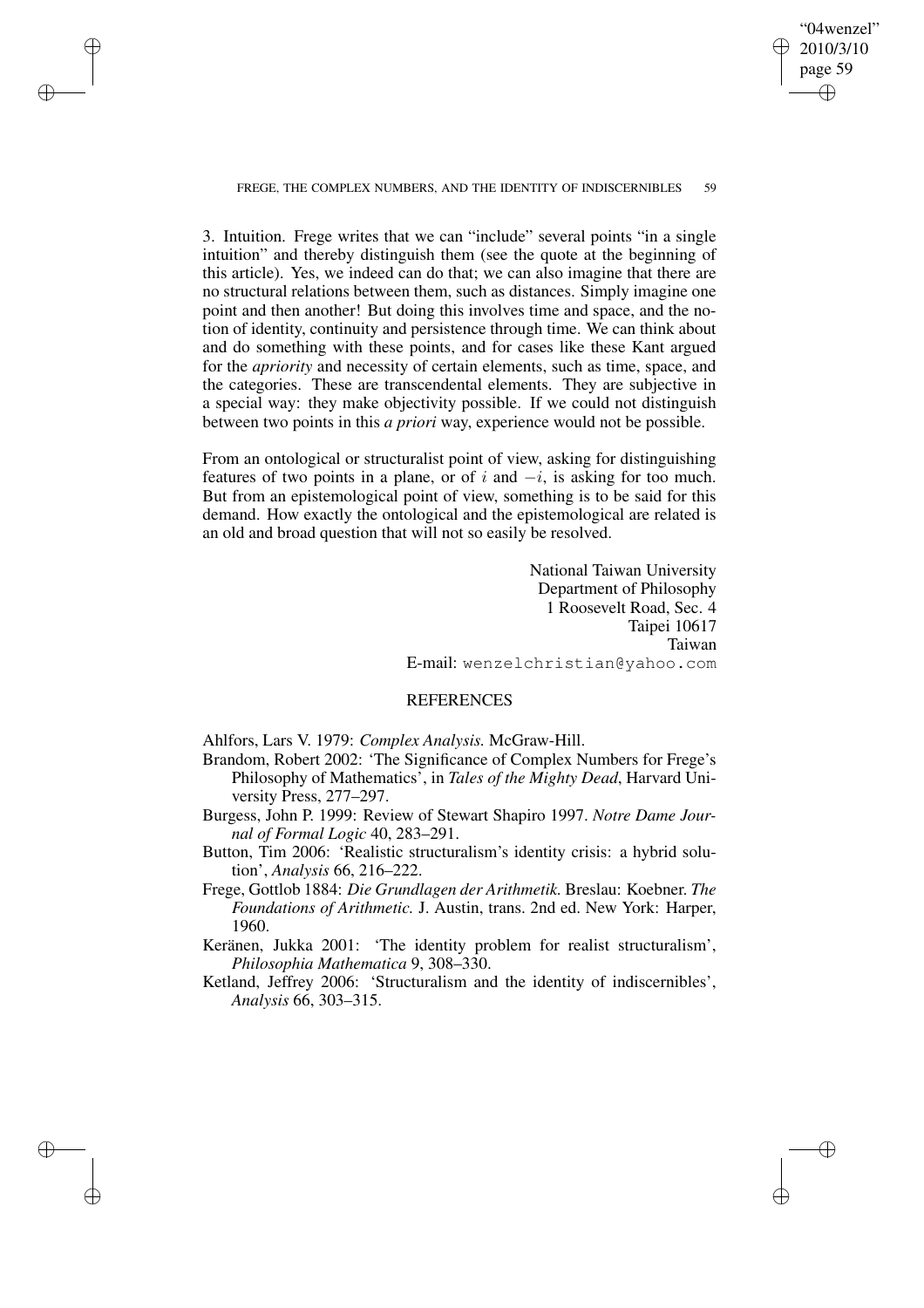3. Intuition. Frege writes that we can "include" several points "in a single intuition" and thereby distinguish them (see the quote at the beginning of this article). Yes, we indeed can do that; we can also imagine that there are no structural relations between them, such as distances. Simply imagine one point and then another! But doing this involves time and space, and the notion of identity, continuity and persistence through time. We can think about and do something with these points, and for cases like these Kant argued for the *apriority* and necessity of certain elements, such as time, space, and the categories. These are transcendental elements. They are subjective in a special way: they make objectivity possible. If we could not distinguish between two points in this *a priori* way, experience would not be possible.

From an ontological or structuralist point of view, asking for distinguishing features of two points in a plane, or of $i$ and $-i$, is asking for too much. But from an epistemological point of view, something is to be said for this demand. How exactly the ontological and the epistemological are related is an old and broad question that will not so easily be resolved.

National Taiwan University
Department of Philosophy
1 Roosevelt Road, Sec. 4
Taipei 10617
Taiwan
E-mail: `wenzelchristian@yahoo.com`

## REFERENCES

Ahlfors, Lars V. 1979: *Complex Analysis.* McGraw-Hill.

Brandom, Robert 2002: 'The Significance of Complex Numbers for Frege's Philosophy of Mathematics', in *Tales of the Mighty Dead*, Harvard University Press, 277–297.

Burgess, John P. 1999: Review of Stewart Shapiro 1997. *Notre Dame Journal of Formal Logic* 40, 283–291.

Button, Tim 2006: 'Realistic structuralism's identity crisis: a hybrid solution', *Analysis* 66, 216–222.

Frege, Gottlob 1884: *Die Grundlagen der Arithmetik.* Breslau: Koebner. *The Foundations of Arithmetic.* J. Austin, trans. 2nd ed. New York: Harper, 1960.

Keränen, Jukka 2001: 'The identity problem for realist structuralism', *Philosophia Mathematica* 9, 308–330.

Ketland, Jeffrey 2006: 'Structuralism and the identity of indiscernibles', *Analysis* 66, 303–315.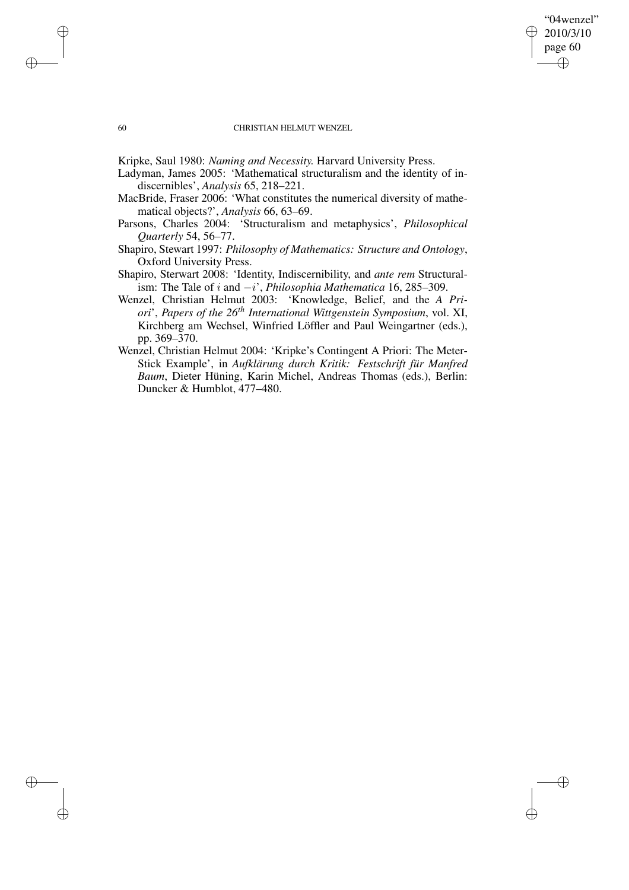Kripke, Saul 1980: *Naming and Necessity.* Harvard University Press.

Ladyman, James 2005: 'Mathematical structuralism and the identity of indiscernibles', *Analysis* 65, 218–221.

MacBride, Fraser 2006: 'What constitutes the numerical diversity of mathematical objects?', *Analysis* 66, 63–69.

Parsons, Charles 2004: 'Structuralism and metaphysics', *Philosophical Quarterly* 54, 56–77.

Shapiro, Stewart 1997: *Philosophy of Mathematics: Structure and Ontology*, Oxford University Press.

Shapiro, Sterwart 2008: 'Identity, Indiscernibility, and *ante rem* Structuralism: The Tale of $i$ and $-i$', *Philosophia Mathematica* 16, 285–309.

Wenzel, Christian Helmut 2003: 'Knowledge, Belief, and the *A Priori*', *Papers of the 26th International Wittgenstein Symposium*, vol. XI, Kirchberg am Wechsel, Winfried Löffler and Paul Weingartner (eds.), pp. 369–370.

Wenzel, Christian Helmut 2004: 'Kripke's Contingent A Priori: The Meter-Stick Example', in *Aufklärung durch Kritik: Festschrift für Manfred Baum*, Dieter Hüning, Karin Michel, Andreas Thomas (eds.), Berlin: Duncker & Humblot, 477–480.